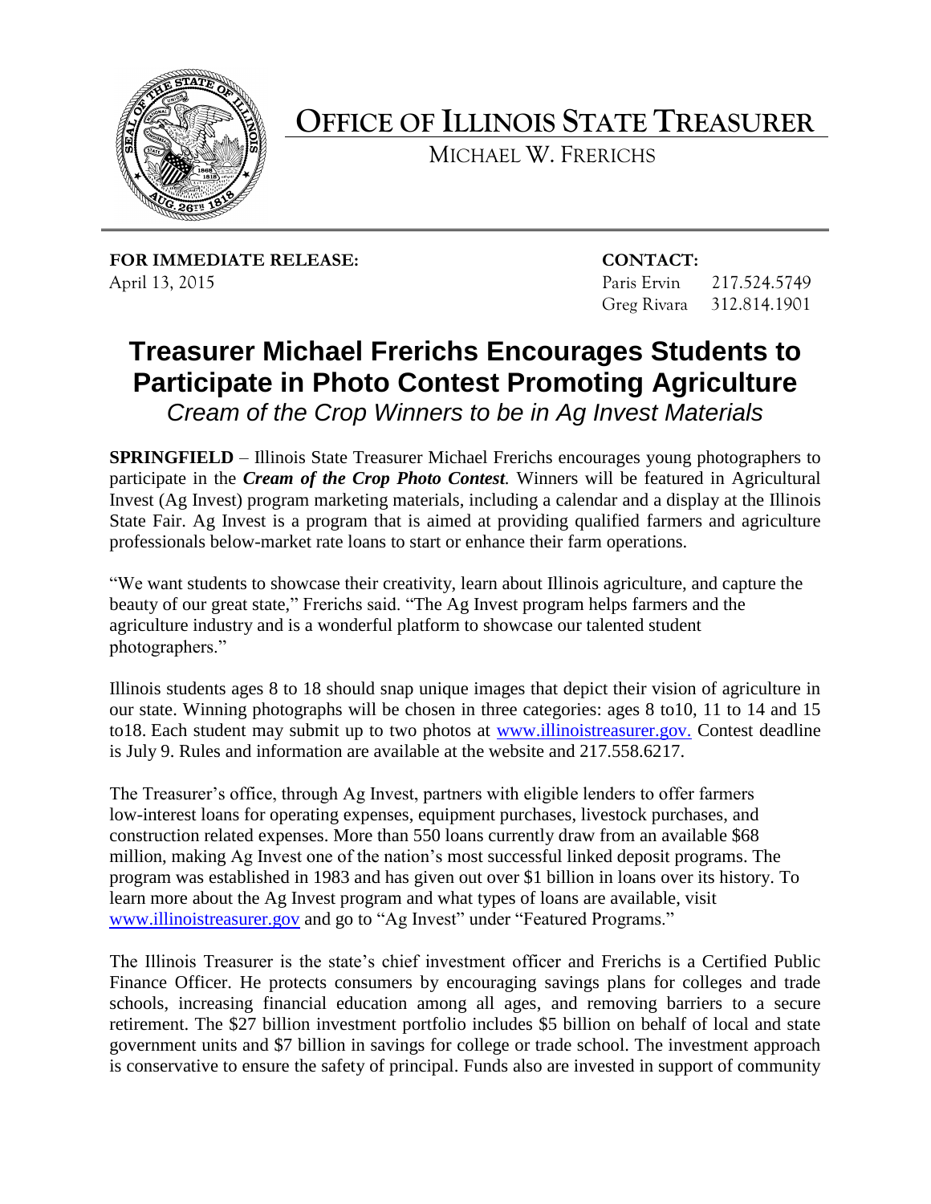# OFFICE OF ILLINOIS STATE TREASURER

MICHAEL W. FRERICHS

**FOR IMMEDIATE RELEASE:**
April 13, 2015

**CONTACT:**
Paris Ervin 217.524.5749
Greg Rivara 312.814.1901

## Treasurer Michael Frerichs Encourages Students to Participate in Photo Contest Promoting Agriculture

*Cream of the Crop Winners to be in Ag Invest Materials*

**SPRINGFIELD** – Illinois State Treasurer Michael Frerichs encourages young photographers to participate in the ***Cream of the Crop Photo Contest****.* Winners will be featured in Agricultural Invest (Ag Invest) program marketing materials, including a calendar and a display at the Illinois State Fair. Ag Invest is a program that is aimed at providing qualified farmers and agriculture professionals below-market rate loans to start or enhance their farm operations.

"We want students to showcase their creativity, learn about Illinois agriculture, and capture the beauty of our great state," Frerichs said. "The Ag Invest program helps farmers and the agriculture industry and is a wonderful platform to showcase our talented student photographers."

Illinois students ages 8 to 18 should snap unique images that depict their vision of agriculture in our state. Winning photographs will be chosen in three categories: ages 8 to10, 11 to 14 and 15 to18. Each student may submit up to two photos at www.illinoistreasurer.gov. Contest deadline is July 9. Rules and information are available at the website and 217.558.6217.

The Treasurer's office, through Ag Invest, partners with eligible lenders to offer farmers low-interest loans for operating expenses, equipment purchases, livestock purchases, and construction related expenses. More than 550 loans currently draw from an available $68 million, making Ag Invest one of the nation's most successful linked deposit programs. The program was established in 1983 and has given out over $1 billion in loans over its history. To learn more about the Ag Invest program and what types of loans are available, visit www.illinoistreasurer.gov and go to "Ag Invest" under "Featured Programs."

The Illinois Treasurer is the state's chief investment officer and Frerichs is a Certified Public Finance Officer. He protects consumers by encouraging savings plans for colleges and trade schools, increasing financial education among all ages, and removing barriers to a secure retirement. The $27 billion investment portfolio includes $5 billion on behalf of local and state government units and $7 billion in savings for college or trade school. The investment approach is conservative to ensure the safety of principal. Funds also are invested in support of community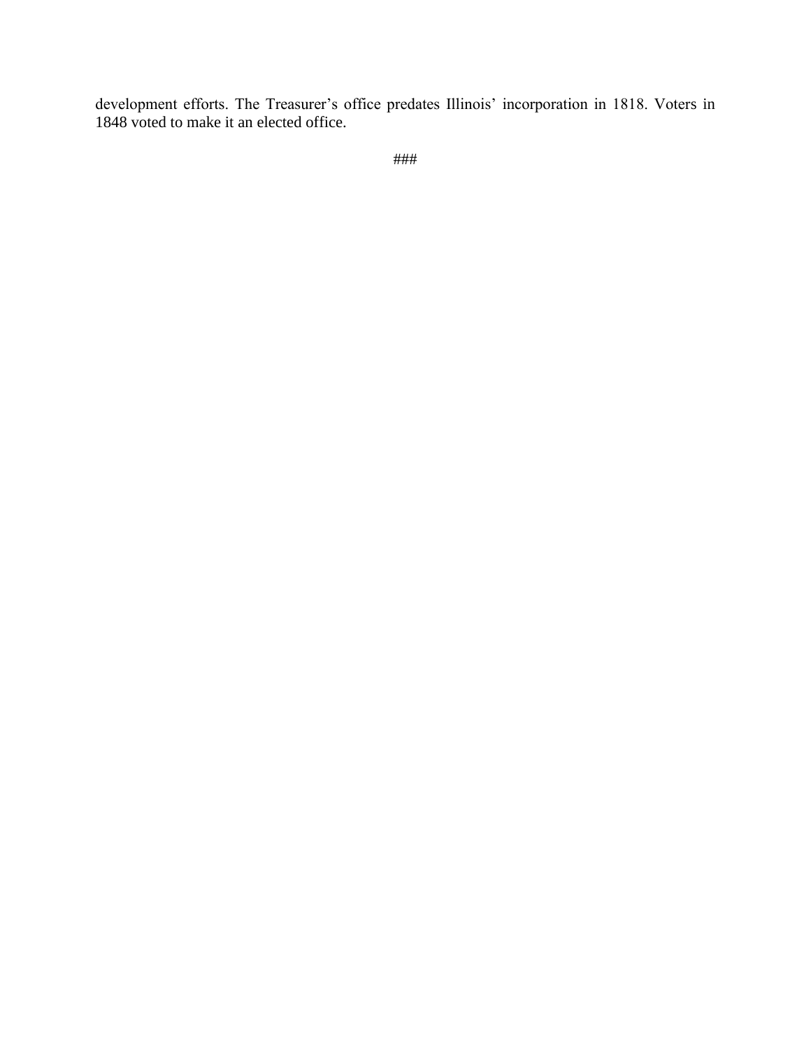development efforts. The Treasurer's office predates Illinois' incorporation in 1818. Voters in 1848 voted to make it an elected office.

###